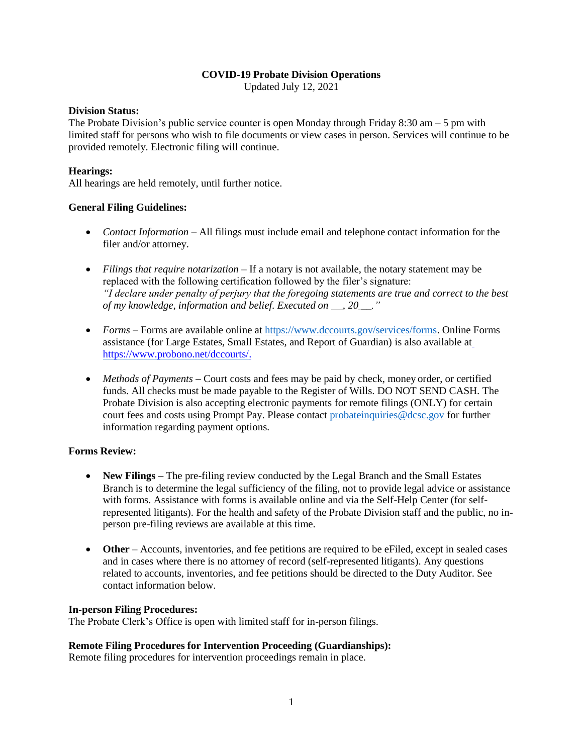# COVID-19 Probate Division Operations

Updated July 12, 2021

**Division Status:**

The Probate Division's public service counter is open Monday through Friday 8:30 am – 5 pm with limited staff for persons who wish to file documents or view cases in person. Services will continue to be provided remotely. Electronic filing will continue.

**Hearings:**

All hearings are held remotely, until further notice.

**General Filing Guidelines:**

- *Contact Information* – All filings must include email and telephone contact information for the filer and/or attorney.
- *Filings that require notarization* – If a notary is not available, the notary statement may be replaced with the following certification followed by the filer's signature: *"I declare under penalty of perjury that the foregoing statements are true and correct to the best of my knowledge, information and belief. Executed on \_\_, 20\_\_."*
- *Forms* – Forms are available online at https://www.dccourts.gov/services/forms. Online Forms assistance (for Large Estates, Small Estates, and Report of Guardian) is also available at https://www.probono.net/dccourts/.
- *Methods of Payments* – Court costs and fees may be paid by check, money order, or certified funds. All checks must be made payable to the Register of Wills. DO NOT SEND CASH. The Probate Division is also accepting electronic payments for remote filings (ONLY) for certain court fees and costs using Prompt Pay. Please contact probateinquiries@dcsc.gov for further information regarding payment options.

**Forms Review:**

- **New Filings** – The pre-filing review conducted by the Legal Branch and the Small Estates Branch is to determine the legal sufficiency of the filing, not to provide legal advice or assistance with forms. Assistance with forms is available online and via the Self-Help Center (for self-represented litigants). For the health and safety of the Probate Division staff and the public, no in-person pre-filing reviews are available at this time.
- **Other** – Accounts, inventories, and fee petitions are required to be eFiled, except in sealed cases and in cases where there is no attorney of record (self-represented litigants). Any questions related to accounts, inventories, and fee petitions should be directed to the Duty Auditor. See contact information below.

**In-person Filing Procedures:**

The Probate Clerk's Office is open with limited staff for in-person filings.

**Remote Filing Procedures for Intervention Proceeding (Guardianships):**

Remote filing procedures for intervention proceedings remain in place.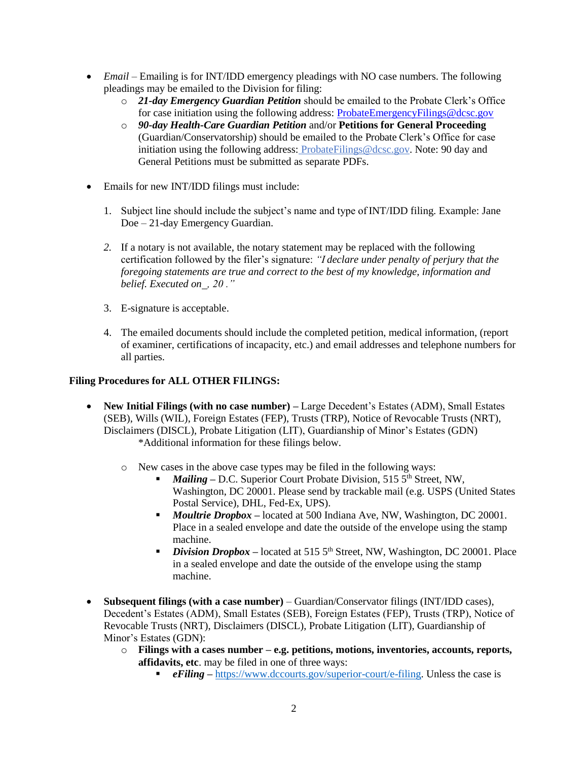- *Email* – Emailing is for INT/IDD emergency pleadings with NO case numbers. The following pleadings may be emailed to the Division for filing:
  - ***21-day Emergency Guardian Petition*** should be emailed to the Probate Clerk's Office for case initiation using the following address: ProbateEmergencyFilings@dcsc.gov
  - ***90-day Health-Care Guardian Petition*** and/or **Petitions for General Proceeding** (Guardian/Conservatorship) should be emailed to the Probate Clerk's Office for case initiation using the following address: ProbateFilings@dcsc.gov. Note: 90 day and General Petitions must be submitted as separate PDFs.

- Emails for new INT/IDD filings must include:

  1. Subject line should include the subject's name and type of INT/IDD filing. Example: Jane Doe – 21-day Emergency Guardian.

  2. If a notary is not available, the notary statement may be replaced with the following certification followed by the filer's signature: *"I declare under penalty of perjury that the foregoing statements are true and correct to the best of my knowledge, information and belief. Executed on_, 20 ."*

  3. E-signature is acceptable.

  4. The emailed documents should include the completed petition, medical information, (report of examiner, certifications of incapacity, etc.) and email addresses and telephone numbers for all parties.

**Filing Procedures for ALL OTHER FILINGS:**

- **New Initial Filings (with no case number) –** Large Decedent's Estates (ADM), Small Estates (SEB), Wills (WIL), Foreign Estates (FEP), Trusts (TRP), Notice of Revocable Trusts (NRT), Disclaimers (DISCL), Probate Litigation (LIT), Guardianship of Minor's Estates (GDN)
  *Additional information for these filings below.

  - New cases in the above case types may be filed in the following ways:
    - ***Mailing –*** D.C. Superior Court Probate Division, 515 5th Street, NW, Washington, DC 20001. Please send by trackable mail (e.g. USPS (United States Postal Service), DHL, Fed-Ex, UPS).
    - ***Moultrie Dropbox –*** located at 500 Indiana Ave, NW, Washington, DC 20001. Place in a sealed envelope and date the outside of the envelope using the stamp machine.
    - ***Division Dropbox –*** located at 515 5th Street, NW, Washington, DC 20001. Place in a sealed envelope and date the outside of the envelope using the stamp machine.

- **Subsequent filings (with a case number)** – Guardian/Conservator filings (INT/IDD cases), Decedent's Estates (ADM), Small Estates (SEB), Foreign Estates (FEP), Trusts (TRP), Notice of Revocable Trusts (NRT), Disclaimers (DISCL), Probate Litigation (LIT), Guardianship of Minor's Estates (GDN):
  - **Filings with a cases number – e.g. petitions, motions, inventories, accounts, reports, affidavits, etc**. may be filed in one of three ways:
    - ***eFiling –*** https://www.dccourts.gov/superior-court/e-filing. Unless the case is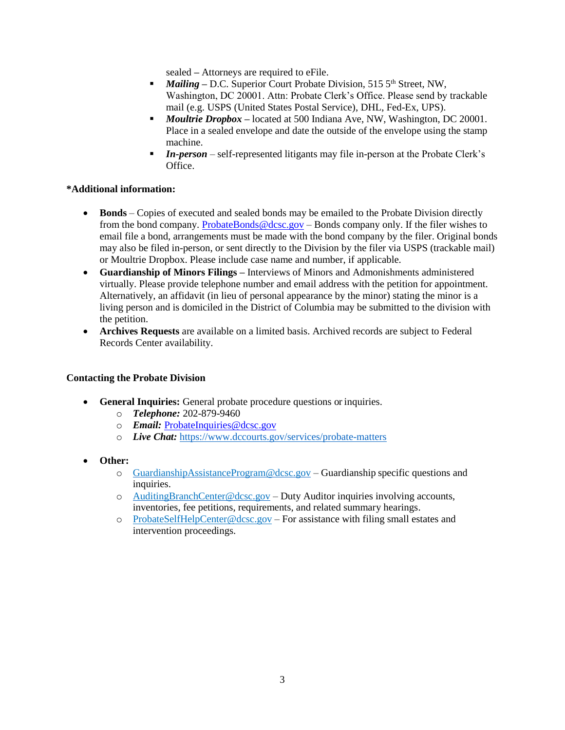sealed – Attorneys are required to eFile.

- ***Mailing*** – D.C. Superior Court Probate Division, 515 5th Street, NW, Washington, DC 20001. Attn: Probate Clerk's Office. Please send by trackable mail (e.g. USPS (United States Postal Service), DHL, Fed-Ex, UPS).
- ***Moultrie Dropbox*** – located at 500 Indiana Ave, NW, Washington, DC 20001. Place in a sealed envelope and date the outside of the envelope using the stamp machine.
- ***In-person*** – self-represented litigants may file in-person at the Probate Clerk's Office.

**\*Additional information:**

- **Bonds** – Copies of executed and sealed bonds may be emailed to the Probate Division directly from the bond company. ProbateBonds@dcsc.gov – Bonds company only. If the filer wishes to email file a bond, arrangements must be made with the bond company by the filer. Original bonds may also be filed in-person, or sent directly to the Division by the filer via USPS (trackable mail) or Moultrie Dropbox. Please include case name and number, if applicable.
- **Guardianship of Minors Filings** – Interviews of Minors and Admonishments administered virtually. Please provide telephone number and email address with the petition for appointment. Alternatively, an affidavit (in lieu of personal appearance by the minor) stating the minor is a living person and is domiciled in the District of Columbia may be submitted to the division with the petition.
- **Archives Requests** are available on a limited basis. Archived records are subject to Federal Records Center availability.

**Contacting the Probate Division**

- **General Inquiries:** General probate procedure questions or inquiries.
  - ***Telephone:*** 202-879-9460
  - ***Email:*** ProbateInquiries@dcsc.gov
  - ***Live Chat:*** https://www.dccourts.gov/services/probate-matters

- **Other:**
  - GuardianshipAssistanceProgram@dcsc.gov – Guardianship specific questions and inquiries.
  - AuditingBranchCenter@dcsc.gov – Duty Auditor inquiries involving accounts, inventories, fee petitions, requirements, and related summary hearings.
  - ProbateSelfHelpCenter@dcsc.gov – For assistance with filing small estates and intervention proceedings.